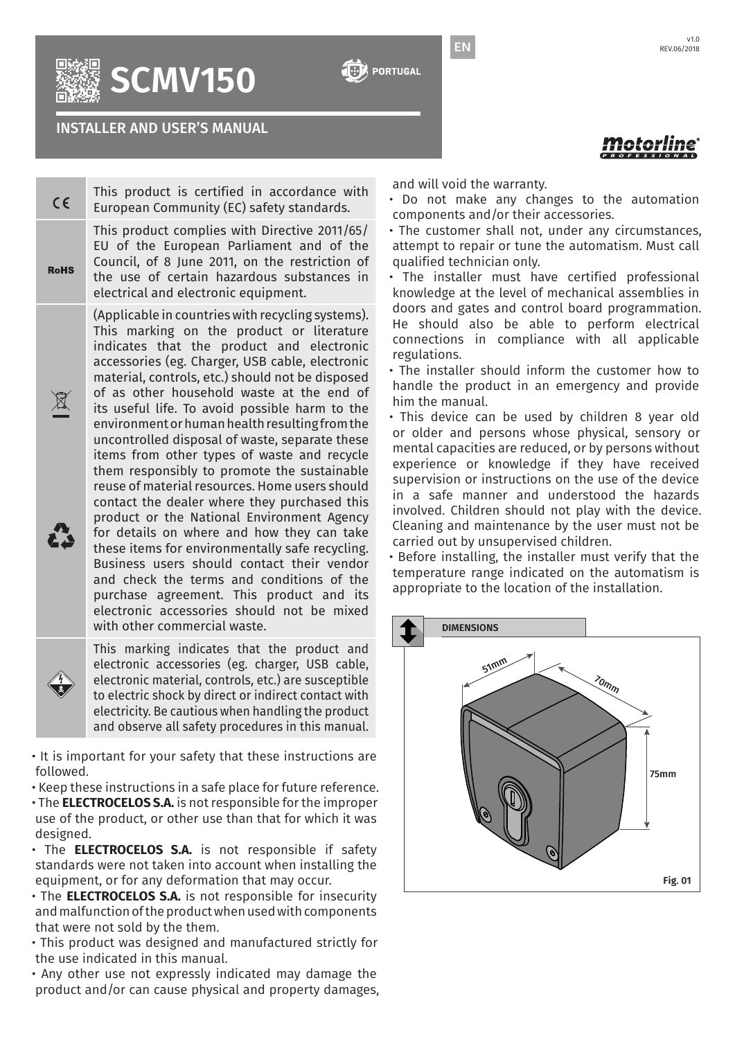# SCMV150

## INSTALLER AND USER'S MANUAL

| | |
|---|---|
| CE | This product is certified in accordance with European Community (EC) safety standards. |
| RoHS | This product complies with Directive 2011/65/EU of the European Parliament and of the Council, of 8 June 2011, on the restriction of the use of certain hazardous substances in electrical and electronic equipment. |
| | (Applicable in countries with recycling systems). This marking on the product or literature indicates that the product and electronic accessories (eg. Charger, USB cable, electronic material, controls, etc.) should not be disposed of as other household waste at the end of its useful life. To avoid possible harm to the environment or human health resulting from the uncontrolled disposal of waste, separate these items from other types of waste and recycle them responsibly to promote the sustainable reuse of material resources. Home users should contact the dealer where they purchased this product or the National Environment Agency for details on where and how they can take these items for environmentally safe recycling. Business users should contact their vendor and check the terms and conditions of the purchase agreement. This product and its electronic accessories should not be mixed with other commercial waste. |
| | This marking indicates that the product and electronic accessories (eg. charger, USB cable, electronic material, controls, etc.) are susceptible to electric shock by direct or indirect contact with electricity. Be cautious when handling the product and observe all safety procedures in this manual. |

- It is important for your safety that these instructions are followed.
- Keep these instructions in a safe place for future reference.
- The **ELECTROCELOS S.A.** is not responsible for the improper use of the product, or other use than that for which it was designed.
- The **ELECTROCELOS S.A.** is not responsible if safety standards were not taken into account when installing the equipment, or for any deformation that may occur.
- The **ELECTROCELOS S.A.** is not responsible for insecurity and malfunction of the product when used with components that were not sold by the them.
- This product was designed and manufactured strictly for the use indicated in this manual.
- Any other use not expressly indicated may damage the product and/or can cause physical and property damages, and will void the warranty.
- Do not make any changes to the automation components and/or their accessories.
- The customer shall not, under any circumstances, attempt to repair or tune the automatism. Must call qualified technician only.
- The installer must have certified professional knowledge at the level of mechanical assemblies in doors and gates and control board programmation. He should also be able to perform electrical connections in compliance with all applicable regulations.
- The installer should inform the customer how to handle the product in an emergency and provide him the manual.
- This device can be used by children 8 year old or older and persons whose physical, sensory or mental capacities are reduced, or by persons without experience or knowledge if they have received supervision or instructions on the use of the device in a safe manner and understood the hazards involved. Children should not play with the device. Cleaning and maintenance by the user must not be carried out by unsupervised children.
- Before installing, the installer must verify that the temperature range indicated on the automatism is appropriate to the location of the installation.

### DIMENSIONS

51mm

70mm

75mm

Fig. 01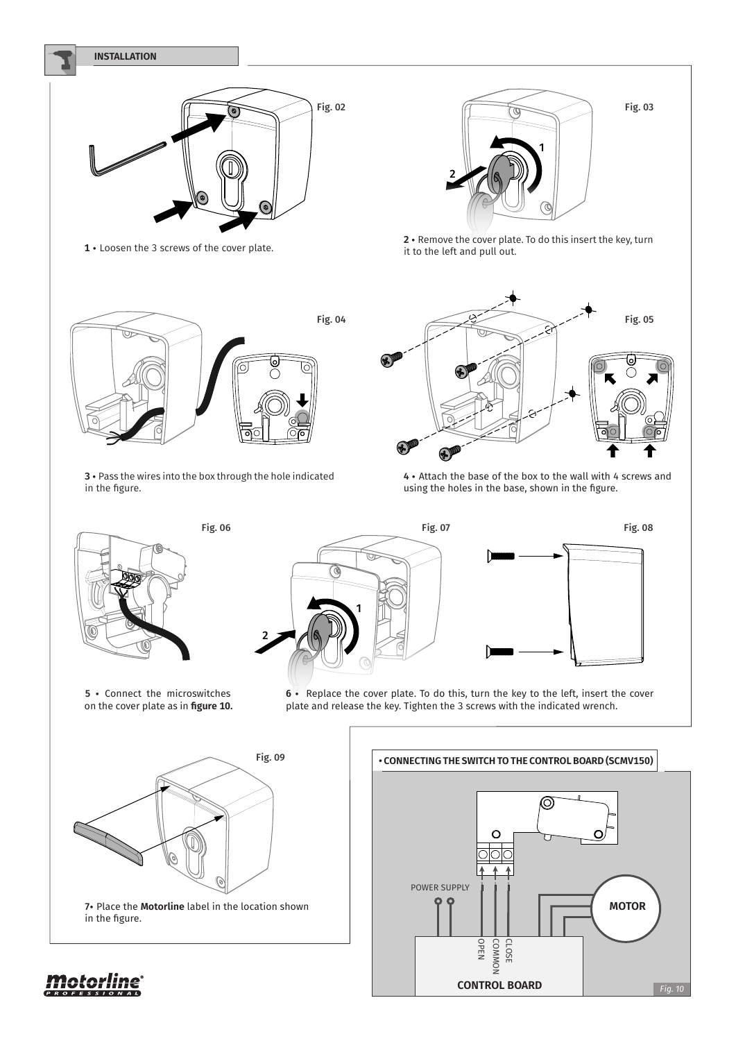## INSTALLATION

Fig. 02

**1** • Loosen the 3 screws of the cover plate.

Fig. 03

**2** • Remove the cover plate. To do this insert the key, turn it to the left and pull out.

Fig. 04

**3** • Pass the wires into the box through the hole indicated in the figure.

Fig. 05

**4** • Attach the base of the box to the wall with 4 screws and using the holes in the base, shown in the figure.

Fig. 06

**5** • Connect the microswitches on the cover plate as in **figure 10.**

Fig. 07

Fig. 08

**6** • Replace the cover plate. To do this, turn the key to the left, insert the cover plate and release the key. Tighten the 3 screws with the indicated wrench.

Fig. 09

**7**• Place the **Motorline** label in the location shown in the figure.

• **CONNECTING THE SWITCH TO THE CONTROL BOARD (SCMV150)**

POWER SUPPLY

MOTOR

OPEN

COMMON

CLOSE

CONTROL BOARD

*Fig. 10*